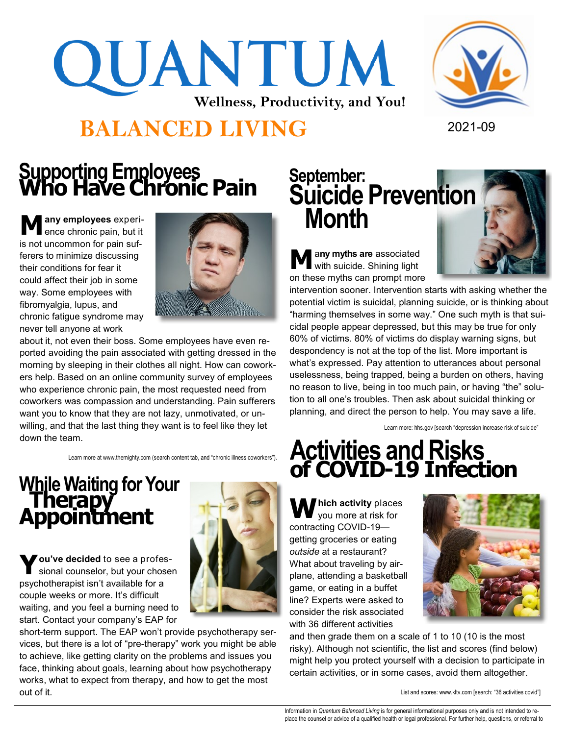# QUANTUM

Wellness, Productivity, and You!

# BALANCED LIVING

2021-09

## Supporting Employees Who Have Chronic Pain

**Many employees** experience chronic pain, but it is not uncommon for pain sufferers to minimize discussing their conditions for fear it could affect their job in some way. Some employees with fibromyalgia, lupus, and chronic fatigue syndrome may never tell anyone at work about it, not even their boss. Some employees have even reported avoiding the pain associated with getting dressed in the morning by sleeping in their clothes all night. How can coworkers help. Based on an online community survey of employees who experience chronic pain, the most requested need from coworkers was compassion and understanding. Pain sufferers want you to know that they are not lazy, unmotivated, or unwilling, and that the last thing they want is to feel like they let down the team.

Learn more at www.themighty.com (search content tab, and "chronic illness coworkers").

## While Waiting for Your Therapy Appointment

**You've decided** to see a professional counselor, but your chosen psychotherapist isn't available for a couple weeks or more. It's difficult waiting, and you feel a burning need to start. Contact your company's EAP for short-term support. The EAP won't provide psychotherapy services, but there is a lot of "pre-therapy" work you might be able to achieve, like getting clarity on the problems and issues you face, thinking about goals, learning about how psychotherapy works, what to expect from therapy, and how to get the most out of it.

## September: Suicide Prevention Month

**Many myths are** associated with suicide. Shining light on these myths can prompt more intervention sooner. Intervention starts with asking whether the potential victim is suicidal, planning suicide, or is thinking about "harming themselves in some way." One such myth is that suicidal people appear depressed, but this may be true for only 60% of victims. 80% of victims do display warning signs, but despondency is not at the top of the list. More important is what's expressed. Pay attention to utterances about personal uselessness, being trapped, being a burden on others, having no reason to live, being in too much pain, or having "the" solution to all one's troubles. Then ask about suicidal thinking or planning, and direct the person to help. You may save a life.

Learn more: hhs.gov [search "depression increase risk of suicide"

## Activities and Risks of COVID-19 Infection

**Which activity** places you more at risk for contracting COVID-19—getting groceries or eating *outside* at a restaurant? What about traveling by airplane, attending a basketball game, or eating in a buffet line? Experts were asked to consider the risk associated with 36 different activities and then grade them on a scale of 1 to 10 (10 is the most risky). Although not scientific, the list and scores (find below) might help you protect yourself with a decision to participate in certain activities, or in some cases, avoid them altogether.

List and scores: www.kltv.com [search: "36 activities covid"]

Information in *Quantum Balanced Living* is for general informational purposes only and is not intended to replace the counsel or advice of a qualified health or legal professional. For further help, questions, or referral to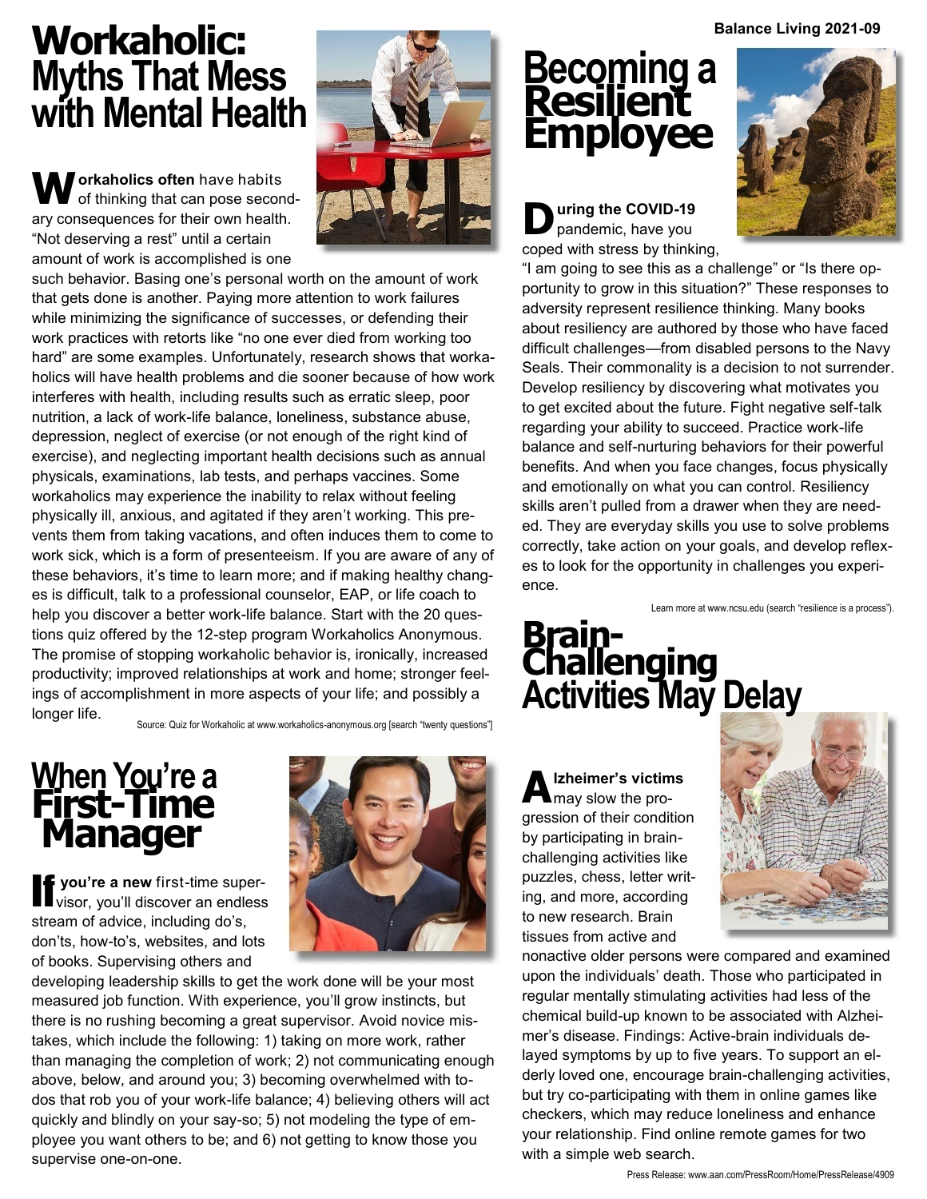# Workaholic: Myths That Mess with Mental Health

**Workaholics often** have habits of thinking that can pose secondary consequences for their own health. "Not deserving a rest" until a certain amount of work is accomplished is one such behavior. Basing one's personal worth on the amount of work that gets done is another. Paying more attention to work failures while minimizing the significance of successes, or defending their work practices with retorts like "no one ever died from working too hard" are some examples. Unfortunately, research shows that workaholics will have health problems and die sooner because of how work interferes with health, including results such as erratic sleep, poor nutrition, a lack of work-life balance, loneliness, substance abuse, depression, neglect of exercise (or not enough of the right kind of exercise), and neglecting important health decisions such as annual physicals, examinations, lab tests, and perhaps vaccines. Some workaholics may experience the inability to relax without feeling physically ill, anxious, and agitated if they aren't working. This prevents them from taking vacations, and often induces them to come to work sick, which is a form of presenteeism. If you are aware of any of these behaviors, it's time to learn more; and if making healthy changes is difficult, talk to a professional counselor, EAP, or life coach to help you discover a better work-life balance. Start with the 20 questions quiz offered by the 12-step program Workaholics Anonymous. The promise of stopping workaholic behavior is, ironically, increased productivity; improved relationships at work and home; stronger feelings of accomplishment in more aspects of your life; and possibly a longer life.

Source: Quiz for Workaholic at www.workaholics-anonymous.org [search "twenty questions"]

# When You're a First-Time Manager

**If you're a new** first-time supervisor, you'll discover an endless stream of advice, including do's, don'ts, how-to's, websites, and lots of books. Supervising others and developing leadership skills to get the work done will be your most measured job function. With experience, you'll grow instincts, but there is no rushing becoming a great supervisor. Avoid novice mistakes, which include the following: 1) taking on more work, rather than managing the completion of work; 2) not communicating enough above, below, and around you; 3) becoming overwhelmed with to-dos that rob you of your work-life balance; 4) believing others will act quickly and blindly on your say-so; 5) not modeling the type of employee you want others to be; and 6) not getting to know those you supervise one-on-one.

# Becoming a Resilient Employee

**During the COVID-19** pandemic, have you coped with stress by thinking, "I am going to see this as a challenge" or "Is there opportunity to grow in this situation?" These responses to adversity represent resilience thinking. Many books about resiliency are authored by those who have faced difficult challenges—from disabled persons to the Navy Seals. Their commonality is a decision to not surrender. Develop resiliency by discovering what motivates you to get excited about the future. Fight negative self-talk regarding your ability to succeed. Practice work-life balance and self-nurturing behaviors for their powerful benefits. And when you face changes, focus physically and emotionally on what you can control. Resiliency skills aren't pulled from a drawer when they are needed. They are everyday skills you use to solve problems correctly, take action on your goals, and develop reflexes to look for the opportunity in challenges you experience.

Learn more at www.ncsu.edu (search "resilience is a process").

# Brain-Challenging Activities May Delay

**Alzheimer's victims** may slow the progression of their condition by participating in brain-challenging activities like puzzles, chess, letter writing, and more, according to new research. Brain tissues from active and nonactive older persons were compared and examined upon the individuals' death. Those who participated in regular mentally stimulating activities had less of the chemical build-up known to be associated with Alzheimer's disease. Findings: Active-brain individuals delayed symptoms by up to five years. To support an elderly loved one, encourage brain-challenging activities, but try co-participating with them in online games like checkers, which may reduce loneliness and enhance your relationship. Find online remote games for two with a simple web search.

Press Release: www.aan.com/PressRoom/Home/PressRelease/4909